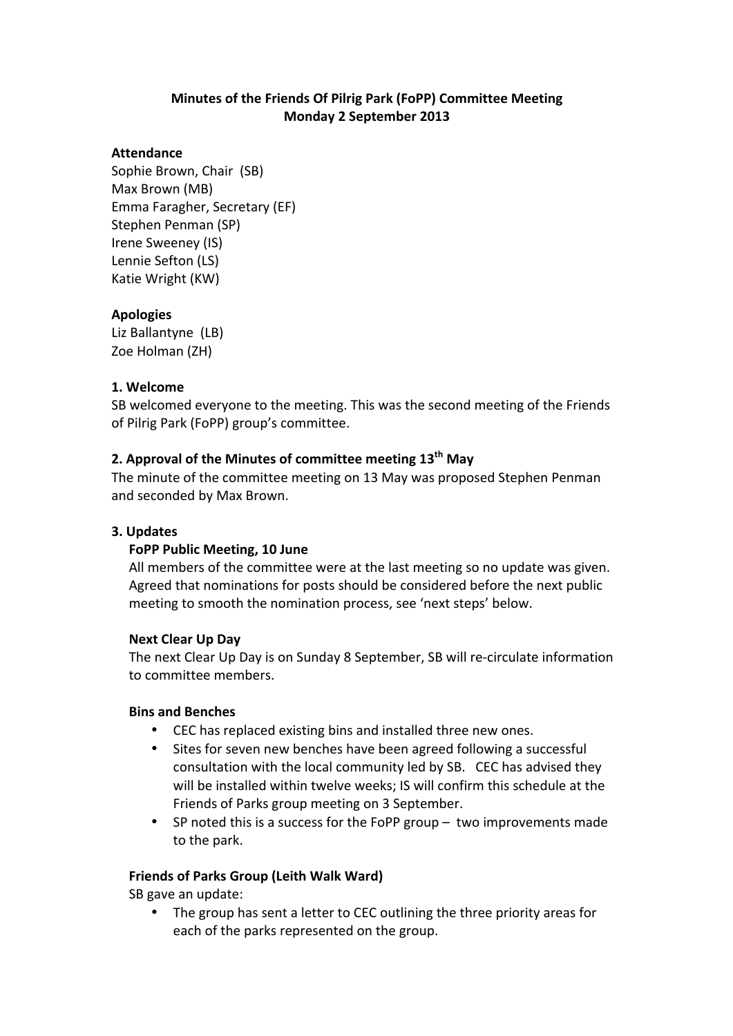# Minutes of the Friends Of Pilrig Park (FoPP) Committee Meeting
## Monday 2 September 2013

**Attendance**
Sophie Brown, Chair (SB)
Max Brown (MB)
Emma Faragher, Secretary (EF)
Stephen Penman (SP)
Irene Sweeney (IS)
Lennie Sefton (LS)
Katie Wright (KW)

**Apologies**
Liz Ballantyne (LB)
Zoe Holman (ZH)

### 1. Welcome

SB welcomed everyone to the meeting. This was the second meeting of the Friends of Pilrig Park (FoPP) group's committee.

### 2. Approval of the Minutes of committee meeting 13th May

The minute of the committee meeting on 13 May was proposed Stephen Penman and seconded by Max Brown.

### 3. Updates

**FoPP Public Meeting, 10 June**

All members of the committee were at the last meeting so no update was given. Agreed that nominations for posts should be considered before the next public meeting to smooth the nomination process, see 'next steps' below.

**Next Clear Up Day**

The next Clear Up Day is on Sunday 8 September, SB will re-circulate information to committee members.

**Bins and Benches**

- CEC has replaced existing bins and installed three new ones.
- Sites for seven new benches have been agreed following a successful consultation with the local community led by SB. CEC has advised they will be installed within twelve weeks; IS will confirm this schedule at the Friends of Parks group meeting on 3 September.
- SP noted this is a success for the FoPP group – two improvements made to the park.

**Friends of Parks Group (Leith Walk Ward)**

SB gave an update:

- The group has sent a letter to CEC outlining the three priority areas for each of the parks represented on the group.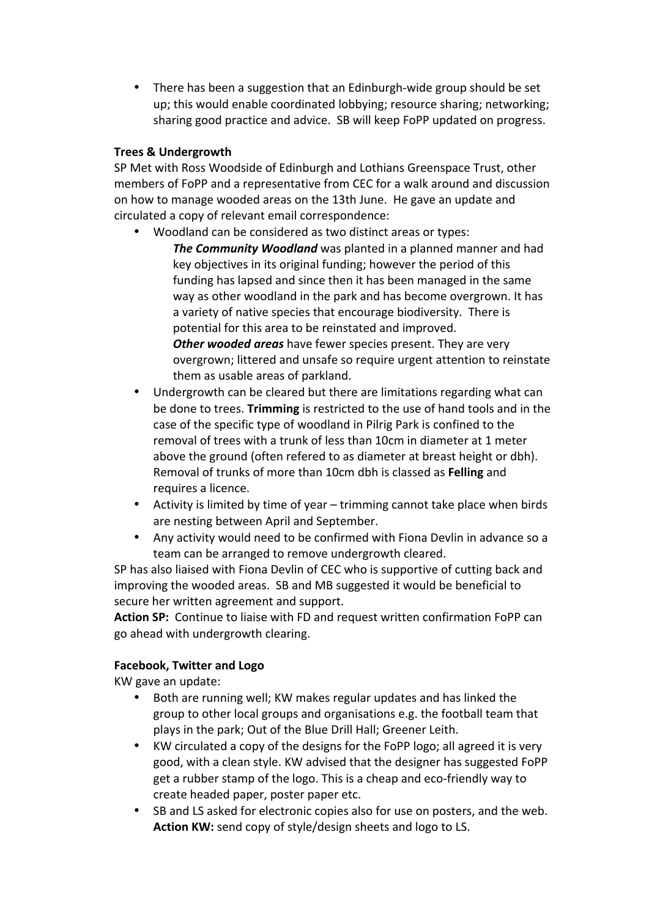- There has been a suggestion that an Edinburgh-wide group should be set up; this would enable coordinated lobbying; resource sharing; networking; sharing good practice and advice. SB will keep FoPP updated on progress.

**Trees & Undergrowth**

SP Met with Ross Woodside of Edinburgh and Lothians Greenspace Trust, other members of FoPP and a representative from CEC for a walk around and discussion on how to manage wooded areas on the 13th June. He gave an update and circulated a copy of relevant email correspondence:

- Woodland can be considered as two distinct areas or types:
  ***The Community Woodland*** was planted in a planned manner and had key objectives in its original funding; however the period of this funding has lapsed and since then it has been managed in the same way as other woodland in the park and has become overgrown. It has a variety of native species that encourage biodiversity. There is potential for this area to be reinstated and improved.
  ***Other wooded areas*** have fewer species present. They are very overgrown; littered and unsafe so require urgent attention to reinstate them as usable areas of parkland.
- Undergrowth can be cleared but there are limitations regarding what can be done to trees. **Trimming** is restricted to the use of hand tools and in the case of the specific type of woodland in Pilrig Park is confined to the removal of trees with a trunk of less than 10cm in diameter at 1 meter above the ground (often refered to as diameter at breast height or dbh). Removal of trunks of more than 10cm dbh is classed as **Felling** and requires a licence.
- Activity is limited by time of year – trimming cannot take place when birds are nesting between April and September.
- Any activity would need to be confirmed with Fiona Devlin in advance so a team can be arranged to remove undergrowth cleared.

SP has also liaised with Fiona Devlin of CEC who is supportive of cutting back and improving the wooded areas. SB and MB suggested it would be beneficial to secure her written agreement and support.

**Action SP:** Continue to liaise with FD and request written confirmation FoPP can go ahead with undergrowth clearing.

**Facebook, Twitter and Logo**

KW gave an update:

- Both are running well; KW makes regular updates and has linked the group to other local groups and organisations e.g. the football team that plays in the park; Out of the Blue Drill Hall; Greener Leith.
- KW circulated a copy of the designs for the FoPP logo; all agreed it is very good, with a clean style. KW advised that the designer has suggested FoPP get a rubber stamp of the logo. This is a cheap and eco-friendly way to create headed paper, poster paper etc.
- SB and LS asked for electronic copies also for use on posters, and the web.
  **Action KW:** send copy of style/design sheets and logo to LS.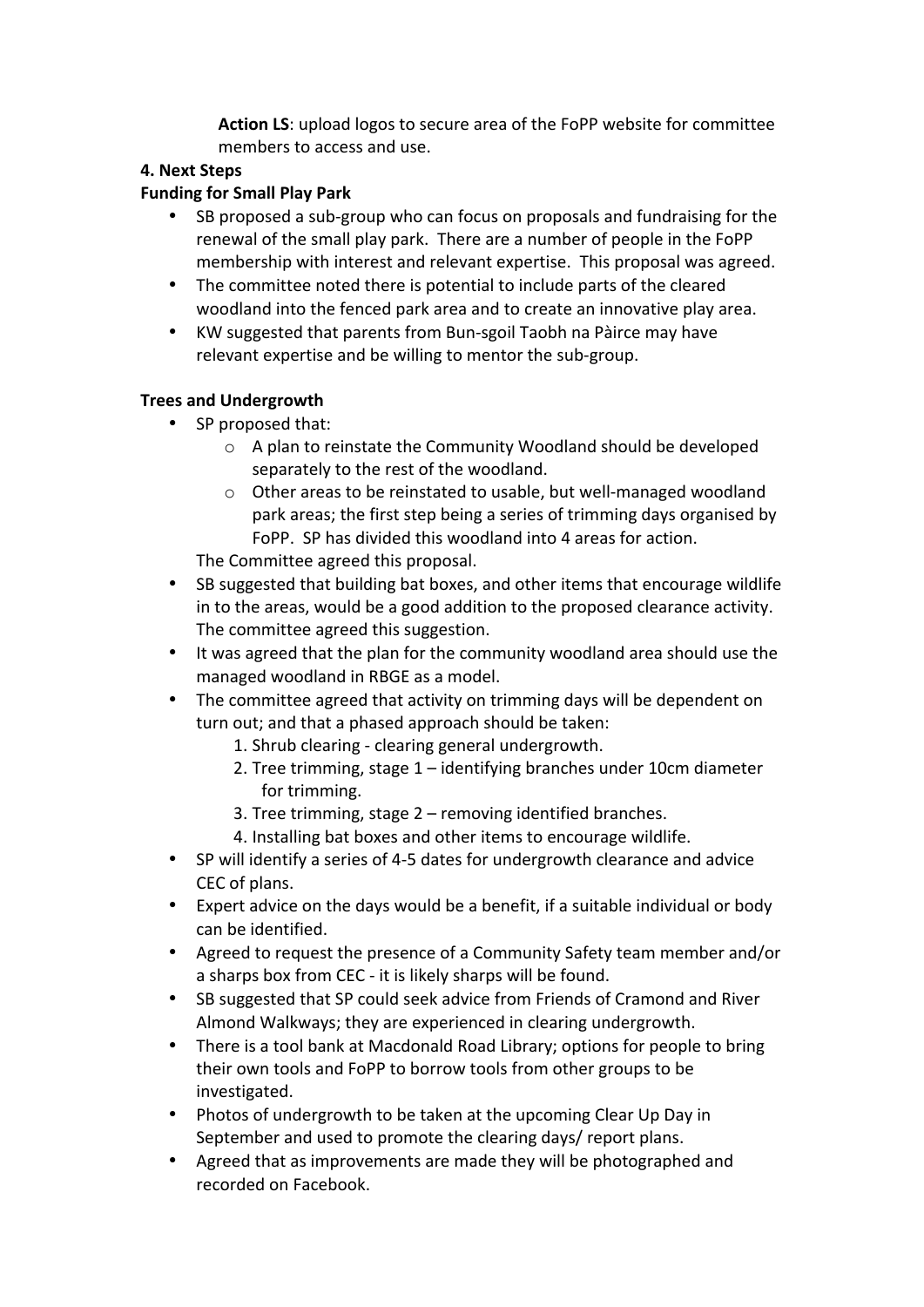**Action LS**: upload logos to secure area of the FoPP website for committee members to access and use.

**4. Next Steps**

**Funding for Small Play Park**

- SB proposed a sub-group who can focus on proposals and fundraising for the renewal of the small play park. There are a number of people in the FoPP membership with interest and relevant expertise. This proposal was agreed.
- The committee noted there is potential to include parts of the cleared woodland into the fenced park area and to create an innovative play area.
- KW suggested that parents from Bun-sgoil Taobh na Pàirce may have relevant expertise and be willing to mentor the sub-group.

**Trees and Undergrowth**

- SP proposed that:
  - A plan to reinstate the Community Woodland should be developed separately to the rest of the woodland.
  - Other areas to be reinstated to usable, but well-managed woodland park areas; the first step being a series of trimming days organised by FoPP. SP has divided this woodland into 4 areas for action.

  The Committee agreed this proposal.
- SB suggested that building bat boxes, and other items that encourage wildlife in to the areas, would be a good addition to the proposed clearance activity. The committee agreed this suggestion.
- It was agreed that the plan for the community woodland area should use the managed woodland in RBGE as a model.
- The committee agreed that activity on trimming days will be dependent on turn out; and that a phased approach should be taken:
  1. Shrub clearing - clearing general undergrowth.
  2. Tree trimming, stage 1 – identifying branches under 10cm diameter for trimming.
  3. Tree trimming, stage 2 – removing identified branches.
  4. Installing bat boxes and other items to encourage wildlife.
- SP will identify a series of 4-5 dates for undergrowth clearance and advice CEC of plans.
- Expert advice on the days would be a benefit, if a suitable individual or body can be identified.
- Agreed to request the presence of a Community Safety team member and/or a sharps box from CEC - it is likely sharps will be found.
- SB suggested that SP could seek advice from Friends of Cramond and River Almond Walkways; they are experienced in clearing undergrowth.
- There is a tool bank at Macdonald Road Library; options for people to bring their own tools and FoPP to borrow tools from other groups to be investigated.
- Photos of undergrowth to be taken at the upcoming Clear Up Day in September and used to promote the clearing days/ report plans.
- Agreed that as improvements are made they will be photographed and recorded on Facebook.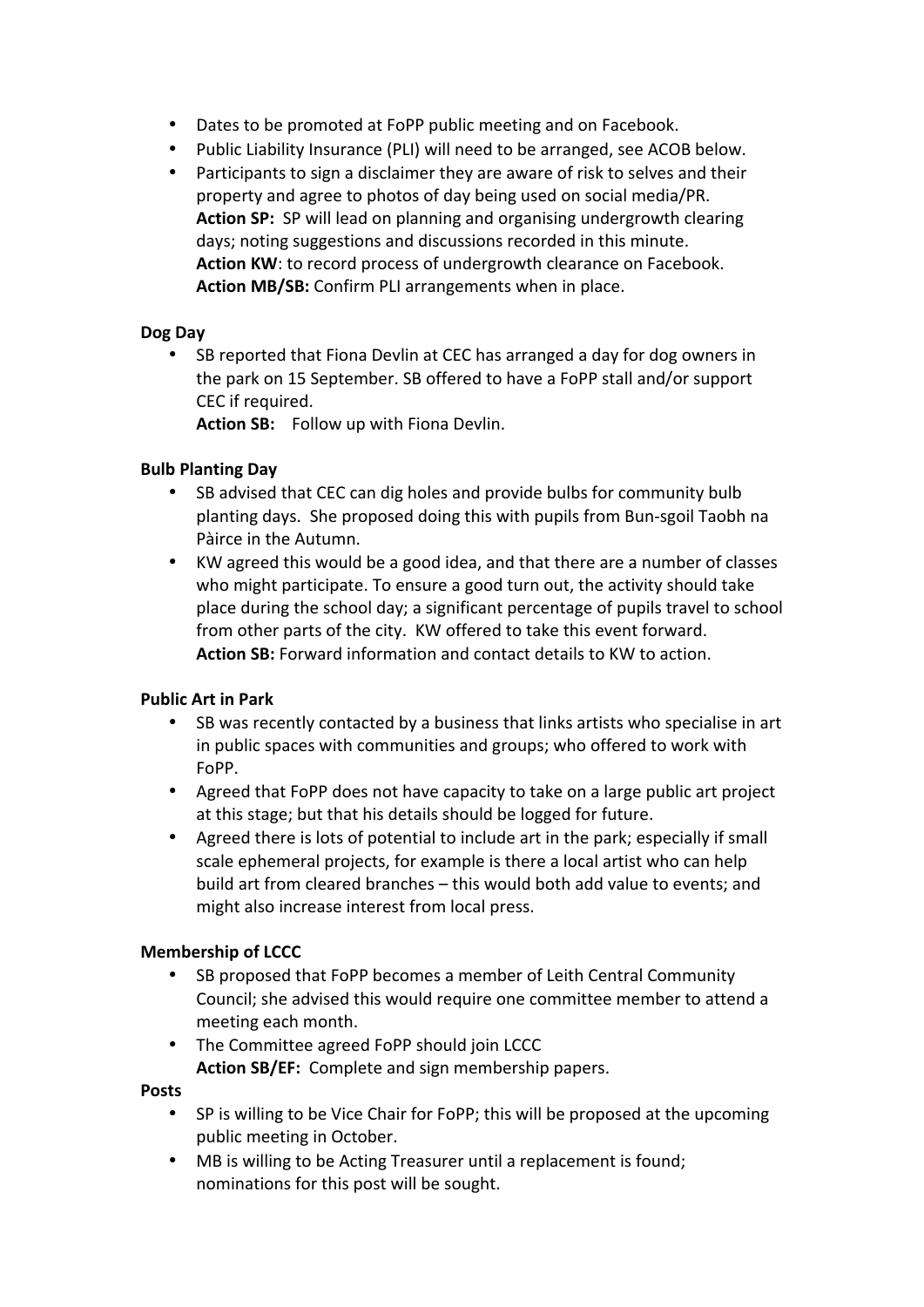- Dates to be promoted at FoPP public meeting and on Facebook.
- Public Liability Insurance (PLI) will need to be arranged, see ACOB below.
- Participants to sign a disclaimer they are aware of risk to selves and their property and agree to photos of day being used on social media/PR.
  **Action SP:** SP will lead on planning and organising undergrowth clearing days; noting suggestions and discussions recorded in this minute.
  **Action KW**: to record process of undergrowth clearance on Facebook.
  **Action MB/SB:** Confirm PLI arrangements when in place.

**Dog Day**

- SB reported that Fiona Devlin at CEC has arranged a day for dog owners in the park on 15 September. SB offered to have a FoPP stall and/or support CEC if required.
  **Action SB:** Follow up with Fiona Devlin.

**Bulb Planting Day**

- SB advised that CEC can dig holes and provide bulbs for community bulb planting days. She proposed doing this with pupils from Bun-sgoil Taobh na Pàirce in the Autumn.
- KW agreed this would be a good idea, and that there are a number of classes who might participate. To ensure a good turn out, the activity should take place during the school day; a significant percentage of pupils travel to school from other parts of the city. KW offered to take this event forward.
  **Action SB:** Forward information and contact details to KW to action.

**Public Art in Park**

- SB was recently contacted by a business that links artists who specialise in art in public spaces with communities and groups; who offered to work with FoPP.
- Agreed that FoPP does not have capacity to take on a large public art project at this stage; but that his details should be logged for future.
- Agreed there is lots of potential to include art in the park; especially if small scale ephemeral projects, for example is there a local artist who can help build art from cleared branches – this would both add value to events; and might also increase interest from local press.

**Membership of LCCC**

- SB proposed that FoPP becomes a member of Leith Central Community Council; she advised this would require one committee member to attend a meeting each month.
- The Committee agreed FoPP should join LCCC
  **Action SB/EF:** Complete and sign membership papers.

**Posts**

- SP is willing to be Vice Chair for FoPP; this will be proposed at the upcoming public meeting in October.
- MB is willing to be Acting Treasurer until a replacement is found; nominations for this post will be sought.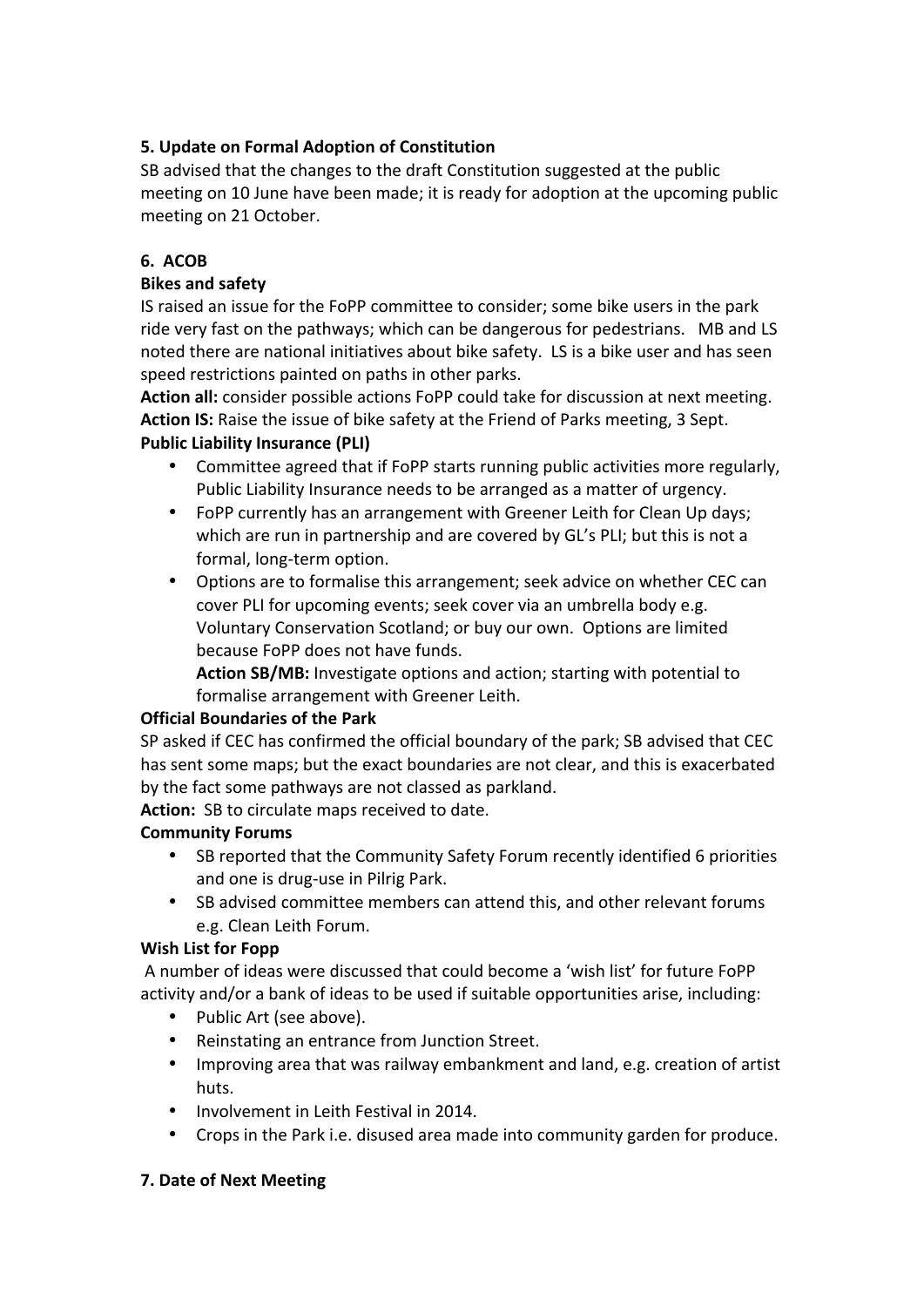**5. Update on Formal Adoption of Constitution**

SB advised that the changes to the draft Constitution suggested at the public meeting on 10 June have been made; it is ready for adoption at the upcoming public meeting on 21 October.

**6. ACOB**

**Bikes and safety**

IS raised an issue for the FoPP committee to consider; some bike users in the park ride very fast on the pathways; which can be dangerous for pedestrians. MB and LS noted there are national initiatives about bike safety. LS is a bike user and has seen speed restrictions painted on paths in other parks.

**Action all:** consider possible actions FoPP could take for discussion at next meeting.

**Action IS:** Raise the issue of bike safety at the Friend of Parks meeting, 3 Sept.

**Public Liability Insurance (PLI)**

- Committee agreed that if FoPP starts running public activities more regularly, Public Liability Insurance needs to be arranged as a matter of urgency.
- FoPP currently has an arrangement with Greener Leith for Clean Up days; which are run in partnership and are covered by GL's PLI; but this is not a formal, long-term option.
- Options are to formalise this arrangement; seek advice on whether CEC can cover PLI for upcoming events; seek cover via an umbrella body e.g. Voluntary Conservation Scotland; or buy our own. Options are limited because FoPP does not have funds.

  **Action SB/MB:** Investigate options and action; starting with potential to formalise arrangement with Greener Leith.

**Official Boundaries of the Park**

SP asked if CEC has confirmed the official boundary of the park; SB advised that CEC has sent some maps; but the exact boundaries are not clear, and this is exacerbated by the fact some pathways are not classed as parkland.

**Action:** SB to circulate maps received to date.

**Community Forums**

- SB reported that the Community Safety Forum recently identified 6 priorities and one is drug-use in Pilrig Park.
- SB advised committee members can attend this, and other relevant forums e.g. Clean Leith Forum.

**Wish List for Fopp**

A number of ideas were discussed that could become a 'wish list' for future FoPP activity and/or a bank of ideas to be used if suitable opportunities arise, including:

- Public Art (see above).
- Reinstating an entrance from Junction Street.
- Improving area that was railway embankment and land, e.g. creation of artist huts.
- Involvement in Leith Festival in 2014.
- Crops in the Park i.e. disused area made into community garden for produce.

**7. Date of Next Meeting**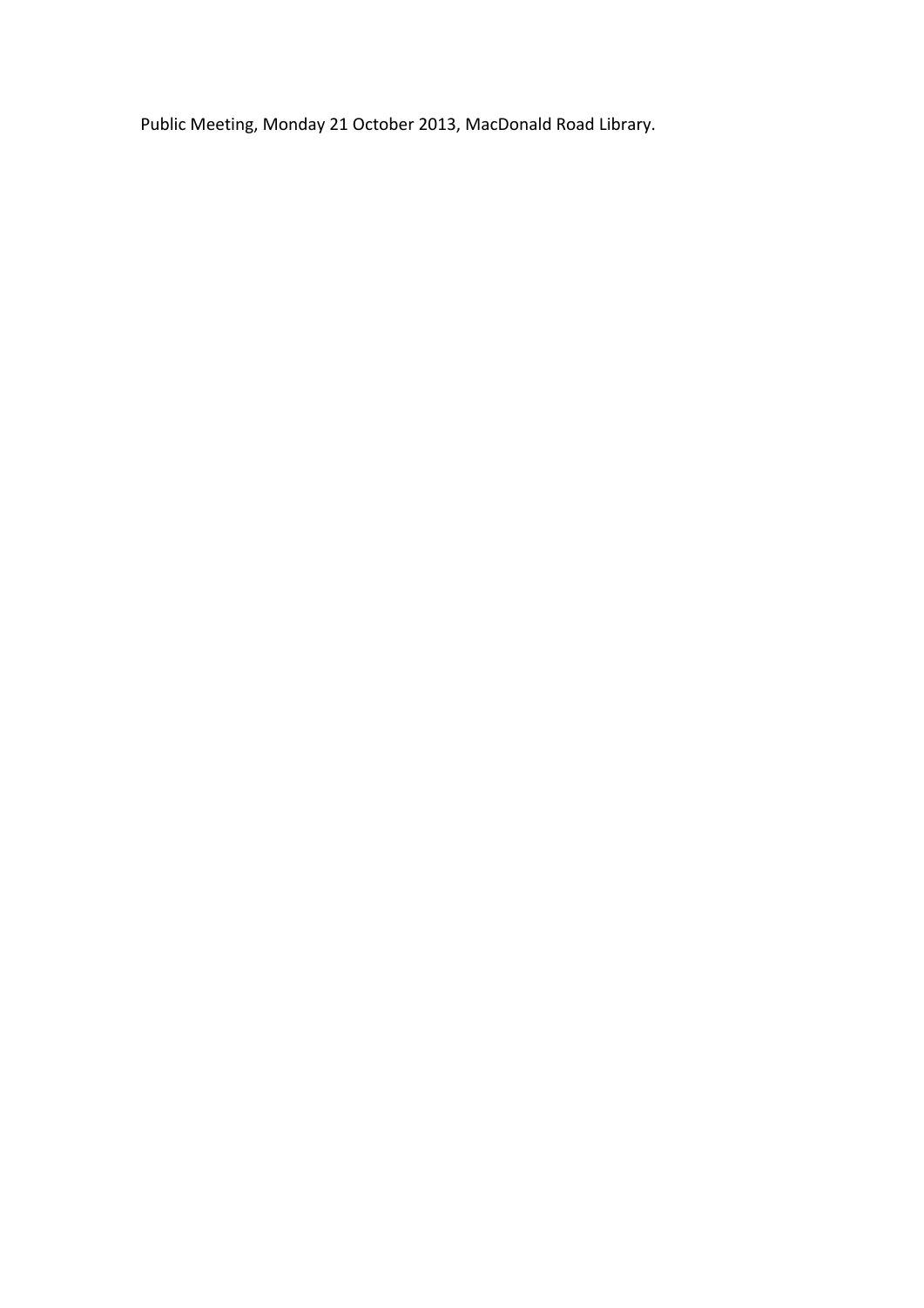Public Meeting, Monday 21 October 2013, MacDonald Road Library.